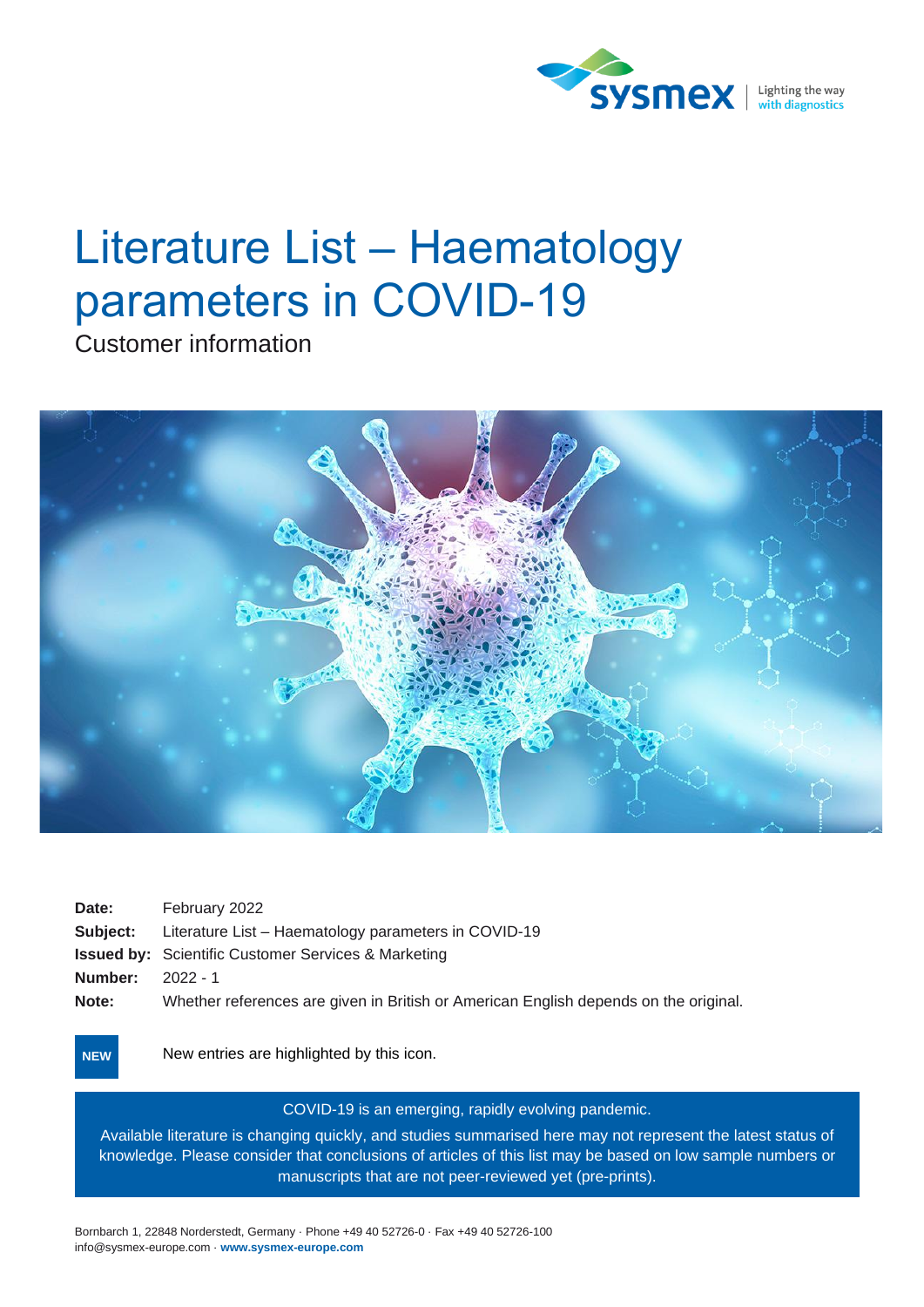# Literature List – Haematology parameters in COVID-19

Customer information

| | |
|---|---|
| **Date:** | February 2022 |
| **Subject:** | Literature List – Haematology parameters in COVID-19 |
| **Issued by:** | Scientific Customer Services & Marketing |
| **Number:** | 2022 - 1 |
| **Note:** | Whether references are given in British or American English depends on the original. |

**NEW** New entries are highlighted by this icon.

COVID-19 is an emerging, rapidly evolving pandemic.

Available literature is changing quickly, and studies summarised here may not represent the latest status of knowledge. Please consider that conclusions of articles of this list may be based on low sample numbers or manuscripts that are not peer-reviewed yet (pre-prints).

Bornbarch 1, 22848 Norderstedt, Germany · Phone +49 40 52726-0 · Fax +49 40 52726-100
info@sysmex-europe.com · **www.sysmex-europe.com**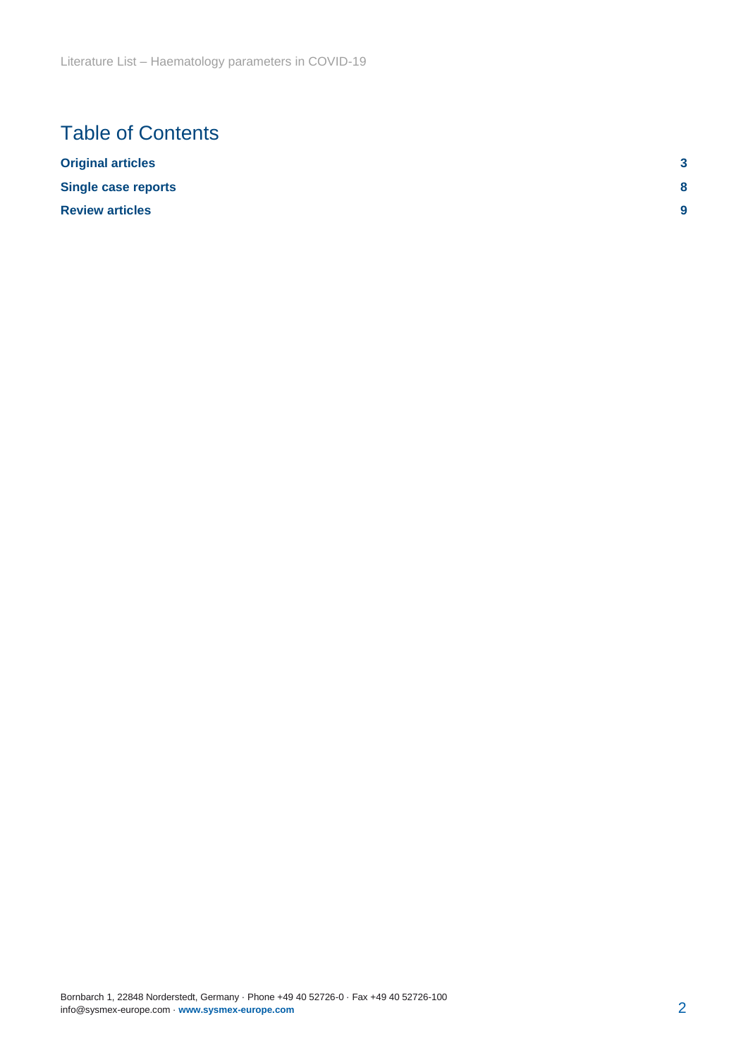# Table of Contents

| | |
|---|---|
| **Original articles** | **3** |
| **Single case reports** | **8** |
| **Review articles** | **9** |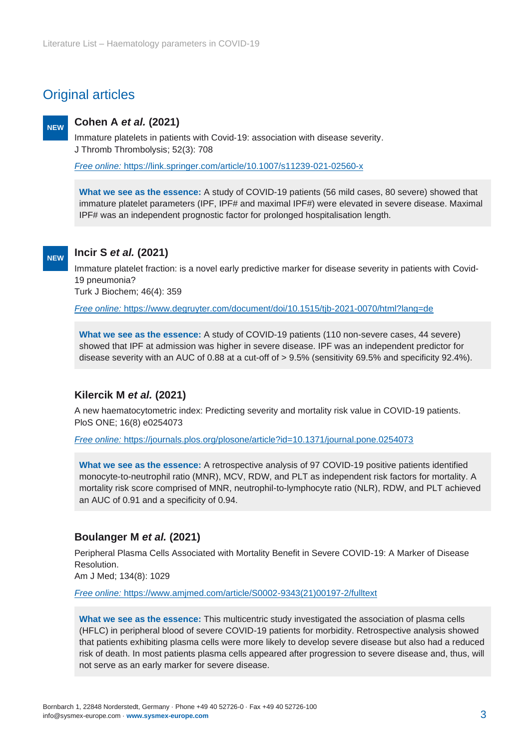## Original articles

**NEW**

### Cohen A *et al.* (2021)

Immature platelets in patients with Covid-19: association with disease severity.
J Thromb Thrombolysis; 52(3): 708

*Free online:* https://link.springer.com/article/10.1007/s11239-021-02560-x

> **What we see as the essence:** A study of COVID-19 patients (56 mild cases, 80 severe) showed that immature platelet parameters (IPF, IPF# and maximal IPF#) were elevated in severe disease. Maximal IPF# was an independent prognostic factor for prolonged hospitalisation length.

**NEW**

### Incir S *et al.* (2021)

Immature platelet fraction: is a novel early predictive marker for disease severity in patients with Covid-19 pneumonia?
Turk J Biochem; 46(4): 359

*Free online:* https://www.degruyter.com/document/doi/10.1515/tjb-2021-0070/html?lang=de

> **What we see as the essence:** A study of COVID-19 patients (110 non-severe cases, 44 severe) showed that IPF at admission was higher in severe disease. IPF was an independent predictor for disease severity with an AUC of 0.88 at a cut-off of > 9.5% (sensitivity 69.5% and specificity 92.4%).

### Kilercik M *et al.* (2021)

A new haematocytometric index: Predicting severity and mortality risk value in COVID-19 patients.
PloS ONE; 16(8) e0254073

*Free online:* https://journals.plos.org/plosone/article?id=10.1371/journal.pone.0254073

> **What we see as the essence:** A retrospective analysis of 97 COVID-19 positive patients identified monocyte-to-neutrophil ratio (MNR), MCV, RDW, and PLT as independent risk factors for mortality. A mortality risk score comprised of MNR, neutrophil-to-lymphocyte ratio (NLR), RDW, and PLT achieved an AUC of 0.91 and a specificity of 0.94.

### Boulanger M *et al.* (2021)

Peripheral Plasma Cells Associated with Mortality Benefit in Severe COVID-19: A Marker of Disease Resolution.
Am J Med; 134(8): 1029

*Free online:* https://www.amjmed.com/article/S0002-9343(21)00197-2/fulltext

> **What we see as the essence:** This multicentric study investigated the association of plasma cells (HFLC) in peripheral blood of severe COVID-19 patients for morbidity. Retrospective analysis showed that patients exhibiting plasma cells were more likely to develop severe disease but also had a reduced risk of death. In most patients plasma cells appeared after progression to severe disease and, thus, will not serve as an early marker for severe disease.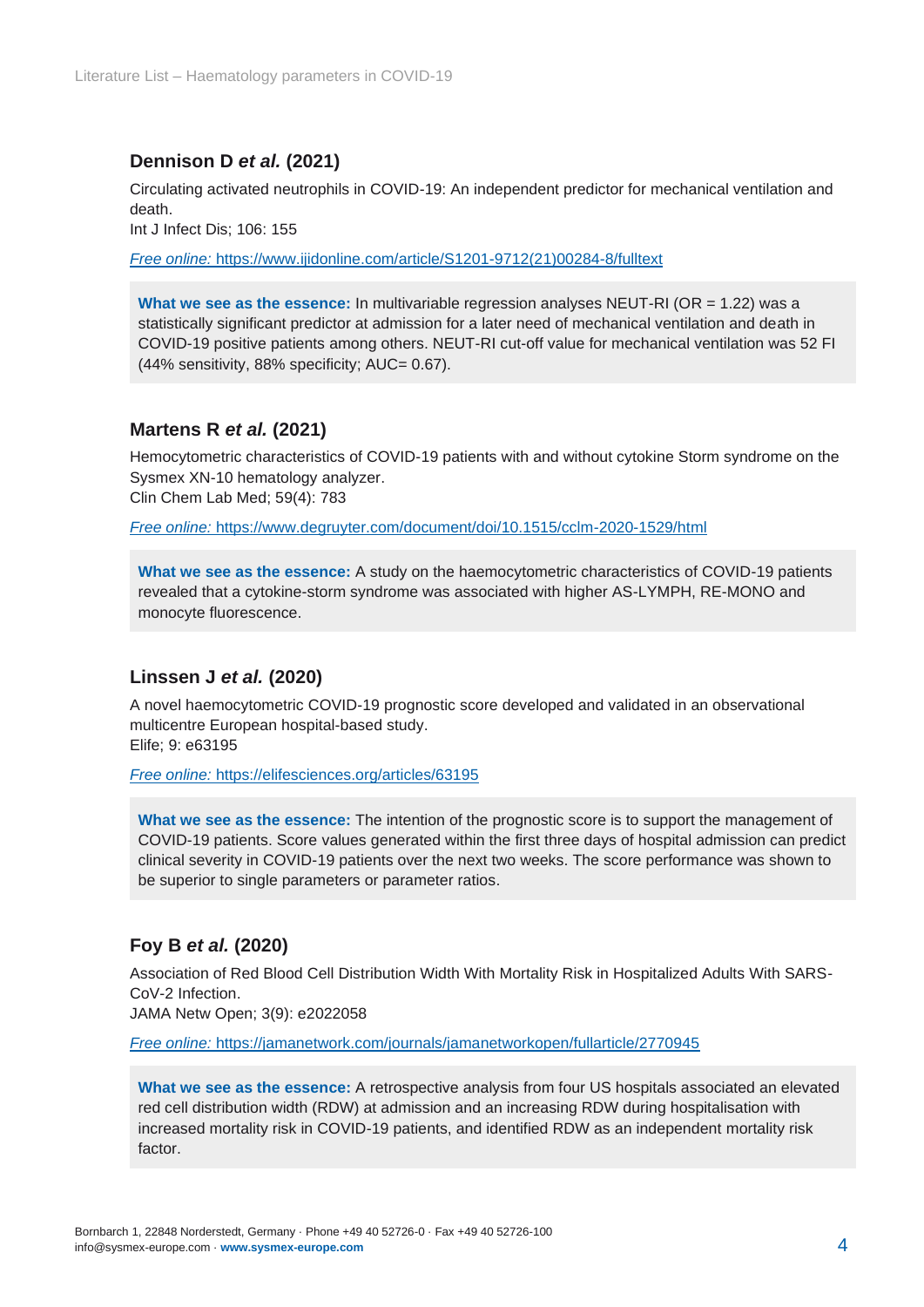### Dennison D *et al.* (2021)

Circulating activated neutrophils in COVID-19: An independent predictor for mechanical ventilation and death.
Int J Infect Dis; 106: 155

*Free online:* https://www.ijidonline.com/article/S1201-9712(21)00284-8/fulltext

**What we see as the essence:** In multivariable regression analyses NEUT-RI (OR = 1.22) was a statistically significant predictor at admission for a later need of mechanical ventilation and death in COVID-19 positive patients among others. NEUT-RI cut-off value for mechanical ventilation was 52 FI (44% sensitivity, 88% specificity; AUC= 0.67).

### Martens R *et al.* (2021)

Hemocytometric characteristics of COVID-19 patients with and without cytokine Storm syndrome on the Sysmex XN-10 hematology analyzer.
Clin Chem Lab Med; 59(4): 783

*Free online:* https://www.degruyter.com/document/doi/10.1515/cclm-2020-1529/html

**What we see as the essence:** A study on the haemocytometric characteristics of COVID-19 patients revealed that a cytokine-storm syndrome was associated with higher AS-LYMPH, RE-MONO and monocyte fluorescence.

### Linssen J *et al.* (2020)

A novel haemocytometric COVID-19 prognostic score developed and validated in an observational multicentre European hospital-based study.
Elife; 9: e63195

*Free online:* https://elifesciences.org/articles/63195

**What we see as the essence:** The intention of the prognostic score is to support the management of COVID-19 patients. Score values generated within the first three days of hospital admission can predict clinical severity in COVID-19 patients over the next two weeks. The score performance was shown to be superior to single parameters or parameter ratios.

### Foy B *et al.* (2020)

Association of Red Blood Cell Distribution Width With Mortality Risk in Hospitalized Adults With SARS-CoV-2 Infection.
JAMA Netw Open; 3(9): e2022058

*Free online:* https://jamanetwork.com/journals/jamanetworkopen/fullarticle/2770945

**What we see as the essence:** A retrospective analysis from four US hospitals associated an elevated red cell distribution width (RDW) at admission and an increasing RDW during hospitalisation with increased mortality risk in COVID-19 patients, and identified RDW as an independent mortality risk factor.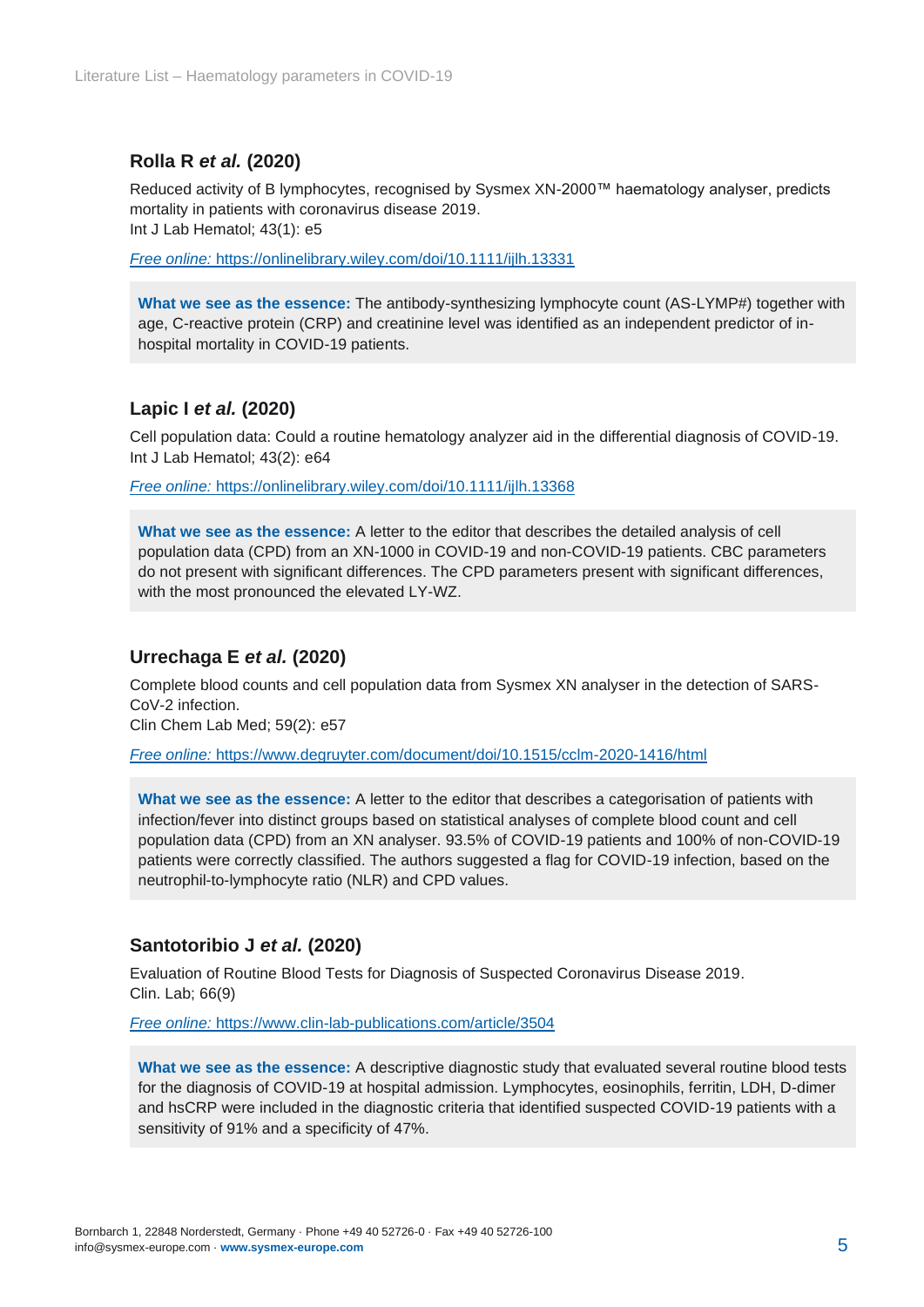### Rolla R *et al.* (2020)

Reduced activity of B lymphocytes, recognised by Sysmex XN-2000™ haematology analyser, predicts mortality in patients with coronavirus disease 2019.
Int J Lab Hematol; 43(1): e5

*Free online:* https://onlinelibrary.wiley.com/doi/10.1111/ijlh.13331

**What we see as the essence:** The antibody-synthesizing lymphocyte count (AS-LYMP#) together with age, C-reactive protein (CRP) and creatinine level was identified as an independent predictor of in-hospital mortality in COVID-19 patients.

### Lapic I *et al.* (2020)

Cell population data: Could a routine hematology analyzer aid in the differential diagnosis of COVID-19.
Int J Lab Hematol; 43(2): e64

*Free online:* https://onlinelibrary.wiley.com/doi/10.1111/ijlh.13368

**What we see as the essence:** A letter to the editor that describes the detailed analysis of cell population data (CPD) from an XN-1000 in COVID-19 and non-COVID-19 patients. CBC parameters do not present with significant differences. The CPD parameters present with significant differences, with the most pronounced the elevated LY-WZ.

### Urrechaga E *et al.* (2020)

Complete blood counts and cell population data from Sysmex XN analyser in the detection of SARS-CoV-2 infection.
Clin Chem Lab Med; 59(2): e57

*Free online:* https://www.degruyter.com/document/doi/10.1515/cclm-2020-1416/html

**What we see as the essence:** A letter to the editor that describes a categorisation of patients with infection/fever into distinct groups based on statistical analyses of complete blood count and cell population data (CPD) from an XN analyser. 93.5% of COVID-19 patients and 100% of non-COVID-19 patients were correctly classified. The authors suggested a flag for COVID-19 infection, based on the neutrophil-to-lymphocyte ratio (NLR) and CPD values.

### Santotoribio J *et al.* (2020)

Evaluation of Routine Blood Tests for Diagnosis of Suspected Coronavirus Disease 2019.
Clin. Lab; 66(9)

*Free online:* https://www.clin-lab-publications.com/article/3504

**What we see as the essence:** A descriptive diagnostic study that evaluated several routine blood tests for the diagnosis of COVID-19 at hospital admission. Lymphocytes, eosinophils, ferritin, LDH, D-dimer and hsCRP were included in the diagnostic criteria that identified suspected COVID-19 patients with a sensitivity of 91% and a specificity of 47%.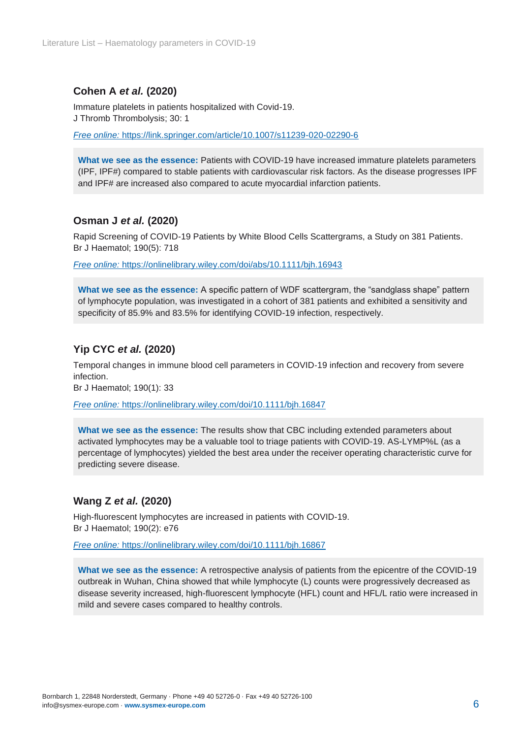### Cohen A *et al.* (2020)

Immature platelets in patients hospitalized with Covid-19.
J Thromb Thrombolysis; 30: 1

*Free online:* https://link.springer.com/article/10.1007/s11239-020-02290-6

**What we see as the essence:** Patients with COVID-19 have increased immature platelets parameters (IPF, IPF#) compared to stable patients with cardiovascular risk factors. As the disease progresses IPF and IPF# are increased also compared to acute myocardial infarction patients.

### Osman J *et al.* (2020)

Rapid Screening of COVID-19 Patients by White Blood Cells Scattergrams, a Study on 381 Patients.
Br J Haematol; 190(5): 718

*Free online:* https://onlinelibrary.wiley.com/doi/abs/10.1111/bjh.16943

**What we see as the essence:** A specific pattern of WDF scattergram, the "sandglass shape" pattern of lymphocyte population, was investigated in a cohort of 381 patients and exhibited a sensitivity and specificity of 85.9% and 83.5% for identifying COVID-19 infection, respectively.

### Yip CYC *et al.* (2020)

Temporal changes in immune blood cell parameters in COVID-19 infection and recovery from severe infection.
Br J Haematol; 190(1): 33

*Free online:* https://onlinelibrary.wiley.com/doi/10.1111/bjh.16847

**What we see as the essence:** The results show that CBC including extended parameters about activated lymphocytes may be a valuable tool to triage patients with COVID-19. AS-LYMP%L (as a percentage of lymphocytes) yielded the best area under the receiver operating characteristic curve for predicting severe disease.

### Wang Z *et al.* (2020)

High-fluorescent lymphocytes are increased in patients with COVID-19.
Br J Haematol; 190(2): e76

*Free online:* https://onlinelibrary.wiley.com/doi/10.1111/bjh.16867

**What we see as the essence:** A retrospective analysis of patients from the epicentre of the COVID-19 outbreak in Wuhan, China showed that while lymphocyte (L) counts were progressively decreased as disease severity increased, high-fluorescent lymphocyte (HFL) count and HFL/L ratio were increased in mild and severe cases compared to healthy controls.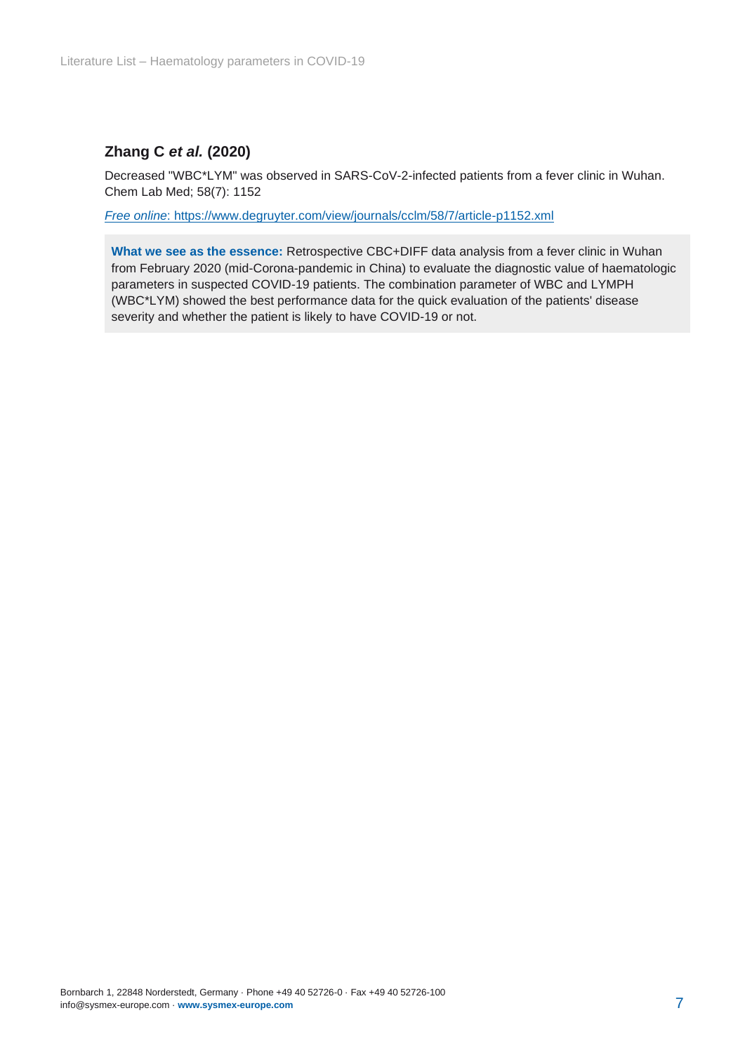### Zhang C *et al.* (2020)

Decreased "WBC*LYM" was observed in SARS-CoV-2-infected patients from a fever clinic in Wuhan. Chem Lab Med; 58(7): 1152

*Free online*: https://www.degruyter.com/view/journals/cclm/58/7/article-p1152.xml

**What we see as the essence:** Retrospective CBC+DIFF data analysis from a fever clinic in Wuhan from February 2020 (mid-Corona-pandemic in China) to evaluate the diagnostic value of haematologic parameters in suspected COVID-19 patients. The combination parameter of WBC and LYMPH (WBC*LYM) showed the best performance data for the quick evaluation of the patients' disease severity and whether the patient is likely to have COVID-19 or not.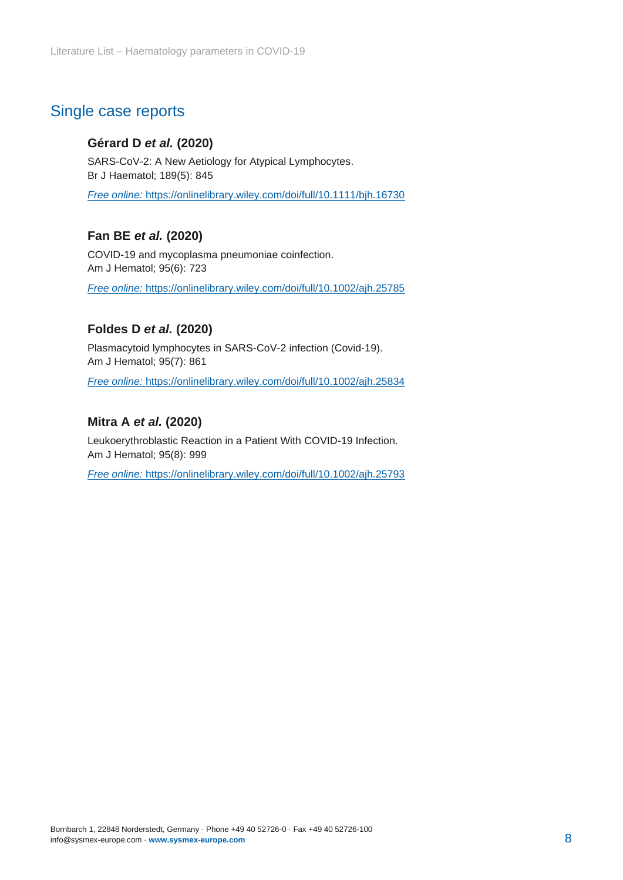## Single case reports

**Gérard D *et al.* (2020)**

SARS-CoV-2: A New Aetiology for Atypical Lymphocytes.
Br J Haematol; 189(5): 845

*Free online:* https://onlinelibrary.wiley.com/doi/full/10.1111/bjh.16730

**Fan BE *et al.* (2020)**

COVID-19 and mycoplasma pneumoniae coinfection.
Am J Hematol; 95(6): 723

*Free online:* https://onlinelibrary.wiley.com/doi/full/10.1002/ajh.25785

**Foldes D *et al.* (2020)**

Plasmacytoid lymphocytes in SARS-CoV-2 infection (Covid-19).
Am J Hematol; 95(7): 861

*Free online:* https://onlinelibrary.wiley.com/doi/full/10.1002/ajh.25834

**Mitra A *et al.* (2020)**

Leukoerythroblastic Reaction in a Patient With COVID-19 Infection.
Am J Hematol; 95(8): 999

*Free online:* https://onlinelibrary.wiley.com/doi/full/10.1002/ajh.25793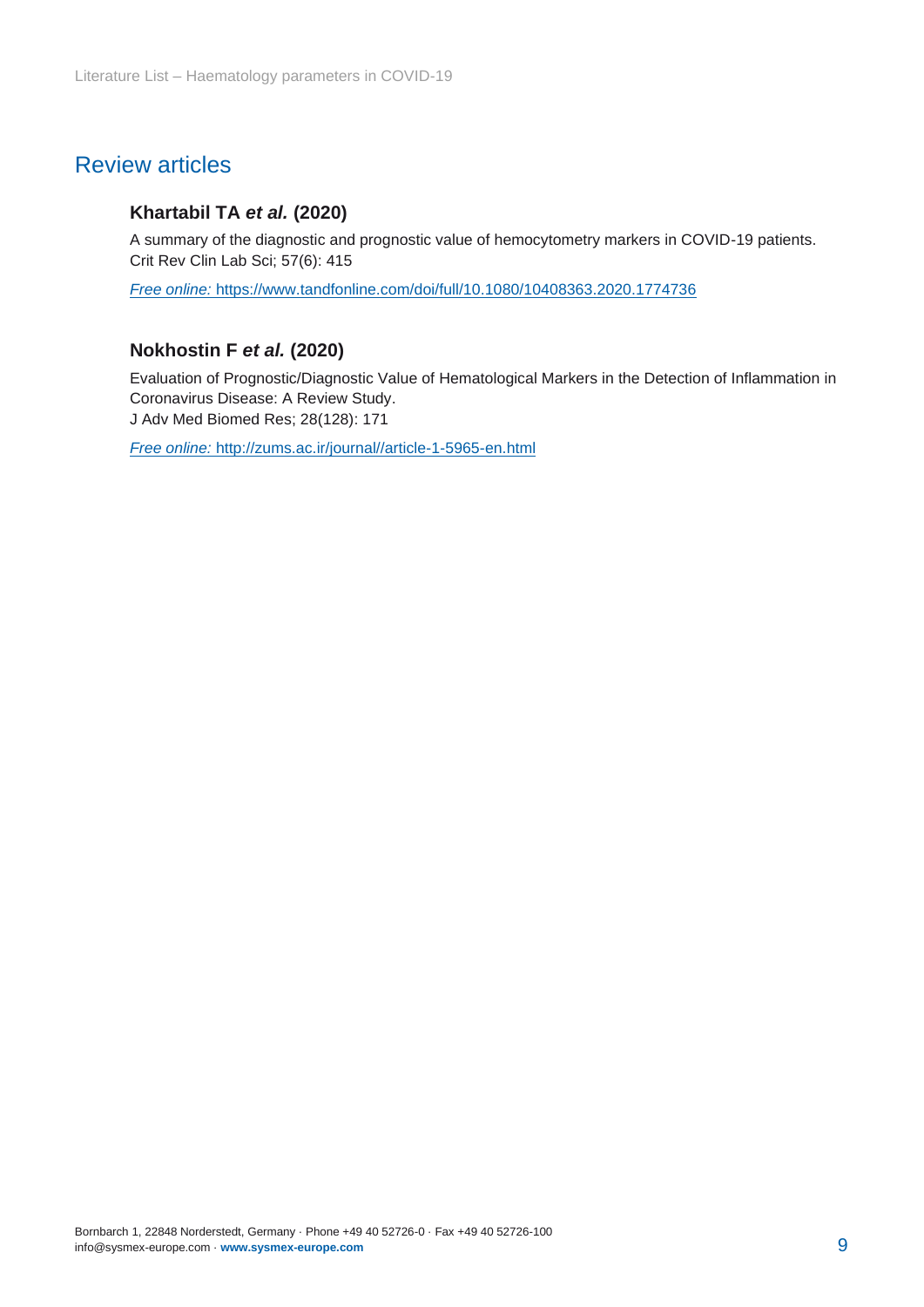## Review articles

### Khartabil TA *et al.* (2020)

A summary of the diagnostic and prognostic value of hemocytometry markers in COVID-19 patients.
Crit Rev Clin Lab Sci; 57(6): 415

*Free online:* https://www.tandfonline.com/doi/full/10.1080/10408363.2020.1774736

### Nokhostin F *et al.* (2020)

Evaluation of Prognostic/Diagnostic Value of Hematological Markers in the Detection of Inflammation in Coronavirus Disease: A Review Study.
J Adv Med Biomed Res; 28(128): 171

*Free online:* http://zums.ac.ir/journal//article-1-5965-en.html